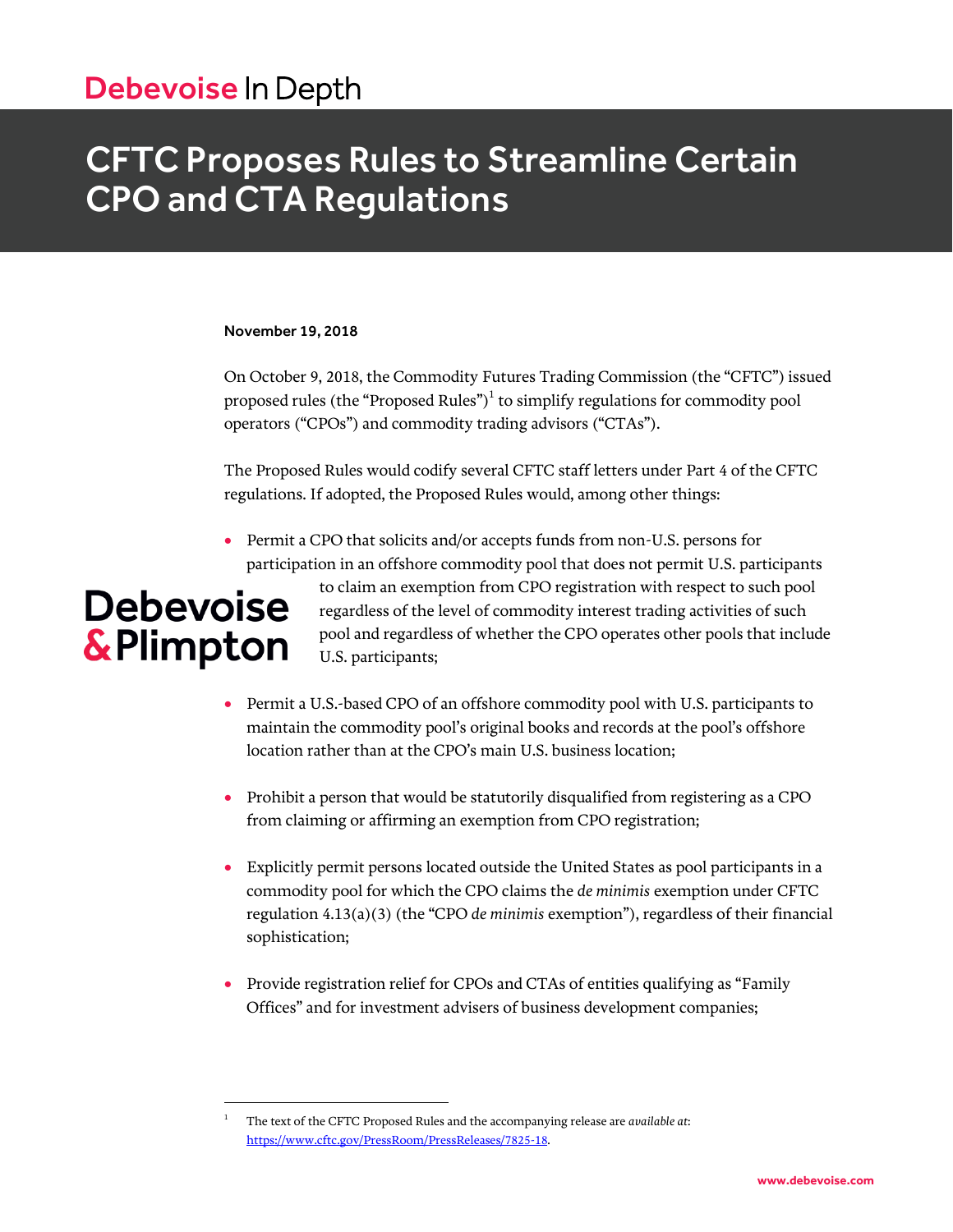Debevoise In Depth

# CFTC Proposes Rules to Streamline Certain CPO and CTA Regulations

**November 19, 2018**

On October 9, 2018, the Commodity Futures Trading Commission (the "CFTC") issued proposed rules (the "Proposed Rules")[1] to simplify regulations for commodity pool operators ("CPOs") and commodity trading advisors ("CTAs").

The Proposed Rules would codify several CFTC staff letters under Part 4 of the CFTC regulations. If adopted, the Proposed Rules would, among other things:

- Permit a CPO that solicits and/or accepts funds from non-U.S. persons for participation in an offshore commodity pool that does not permit U.S. participants to claim an exemption from CPO registration with respect to such pool regardless of the level of commodity interest trading activities of such pool and regardless of whether the CPO operates other pools that include U.S. participants;
- Permit a U.S.-based CPO of an offshore commodity pool with U.S. participants to maintain the commodity pool's original books and records at the pool's offshore location rather than at the CPO's main U.S. business location;
- Prohibit a person that would be statutorily disqualified from registering as a CPO from claiming or affirming an exemption from CPO registration;
- Explicitly permit persons located outside the United States as pool participants in a commodity pool for which the CPO claims the *de minimis* exemption under CFTC regulation 4.13(a)(3) (the "CPO *de minimis* exemption"), regardless of their financial sophistication;
- Provide registration relief for CPOs and CTAs of entities qualifying as "Family Offices" and for investment advisers of business development companies;

[1] The text of the CFTC Proposed Rules and the accompanying release are *available at*: https://www.cftc.gov/PressRoom/PressReleases/7825-18.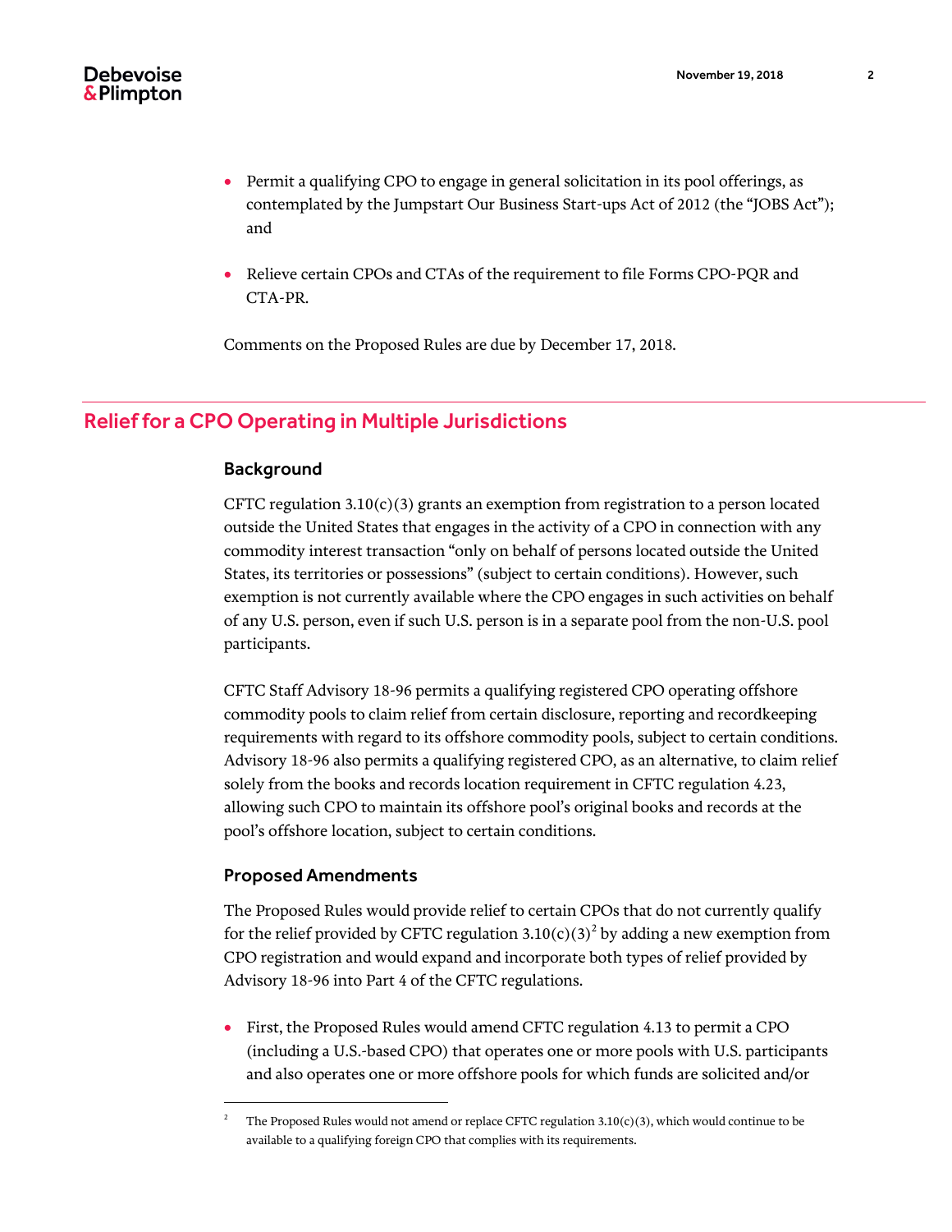- Permit a qualifying CPO to engage in general solicitation in its pool offerings, as contemplated by the Jumpstart Our Business Start-ups Act of 2012 (the "JOBS Act"); and

- Relieve certain CPOs and CTAs of the requirement to file Forms CPO-PQR and CTA-PR.

Comments on the Proposed Rules are due by December 17, 2018.

## Relief for a CPO Operating in Multiple Jurisdictions

### Background

CFTC regulation 3.10(c)(3) grants an exemption from registration to a person located outside the United States that engages in the activity of a CPO in connection with any commodity interest transaction "only on behalf of persons located outside the United States, its territories or possessions" (subject to certain conditions). However, such exemption is not currently available where the CPO engages in such activities on behalf of any U.S. person, even if such U.S. person is in a separate pool from the non-U.S. pool participants.

CFTC Staff Advisory 18-96 permits a qualifying registered CPO operating offshore commodity pools to claim relief from certain disclosure, reporting and recordkeeping requirements with regard to its offshore commodity pools, subject to certain conditions. Advisory 18-96 also permits a qualifying registered CPO, as an alternative, to claim relief solely from the books and records location requirement in CFTC regulation 4.23, allowing such CPO to maintain its offshore pool's original books and records at the pool's offshore location, subject to certain conditions.

### Proposed Amendments

The Proposed Rules would provide relief to certain CPOs that do not currently qualify for the relief provided by CFTC regulation 3.10(c)(3)[2] by adding a new exemption from CPO registration and would expand and incorporate both types of relief provided by Advisory 18-96 into Part 4 of the CFTC regulations.

- First, the Proposed Rules would amend CFTC regulation 4.13 to permit a CPO (including a U.S.-based CPO) that operates one or more pools with U.S. participants and also operates one or more offshore pools for which funds are solicited and/or

---

[2] The Proposed Rules would not amend or replace CFTC regulation 3.10(c)(3), which would continue to be available to a qualifying foreign CPO that complies with its requirements.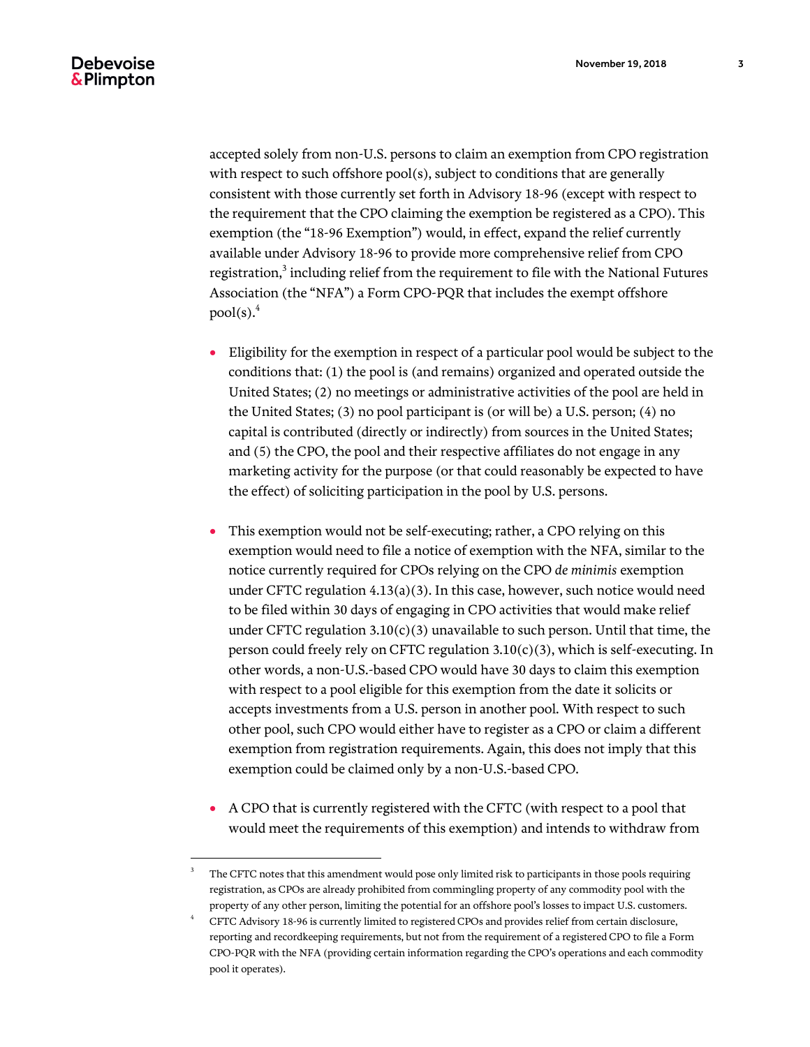accepted solely from non-U.S. persons to claim an exemption from CPO registration with respect to such offshore pool(s), subject to conditions that are generally consistent with those currently set forth in Advisory 18-96 (except with respect to the requirement that the CPO claiming the exemption be registered as a CPO). This exemption (the "18-96 Exemption") would, in effect, expand the relief currently available under Advisory 18-96 to provide more comprehensive relief from CPO registration,[3] including relief from the requirement to file with the National Futures Association (the "NFA") a Form CPO-PQR that includes the exempt offshore pool(s).[4]

- Eligibility for the exemption in respect of a particular pool would be subject to the conditions that: (1) the pool is (and remains) organized and operated outside the United States; (2) no meetings or administrative activities of the pool are held in the United States; (3) no pool participant is (or will be) a U.S. person; (4) no capital is contributed (directly or indirectly) from sources in the United States; and (5) the CPO, the pool and their respective affiliates do not engage in any marketing activity for the purpose (or that could reasonably be expected to have the effect) of soliciting participation in the pool by U.S. persons.

- This exemption would not be self-executing; rather, a CPO relying on this exemption would need to file a notice of exemption with the NFA, similar to the notice currently required for CPOs relying on the CPO *de minimis* exemption under CFTC regulation 4.13(a)(3). In this case, however, such notice would need to be filed within 30 days of engaging in CPO activities that would make relief under CFTC regulation 3.10(c)(3) unavailable to such person. Until that time, the person could freely rely on CFTC regulation 3.10(c)(3), which is self-executing. In other words, a non-U.S.-based CPO would have 30 days to claim this exemption with respect to a pool eligible for this exemption from the date it solicits or accepts investments from a U.S. person in another pool. With respect to such other pool, such CPO would either have to register as a CPO or claim a different exemption from registration requirements. Again, this does not imply that this exemption could be claimed only by a non-U.S.-based CPO.

- A CPO that is currently registered with the CFTC (with respect to a pool that would meet the requirements of this exemption) and intends to withdraw from

---

[3] The CFTC notes that this amendment would pose only limited risk to participants in those pools requiring registration, as CPOs are already prohibited from commingling property of any commodity pool with the property of any other person, limiting the potential for an offshore pool's losses to impact U.S. customers.

[4] CFTC Advisory 18-96 is currently limited to registered CPOs and provides relief from certain disclosure, reporting and recordkeeping requirements, but not from the requirement of a registered CPO to file a Form CPO-PQR with the NFA (providing certain information regarding the CPO's operations and each commodity pool it operates).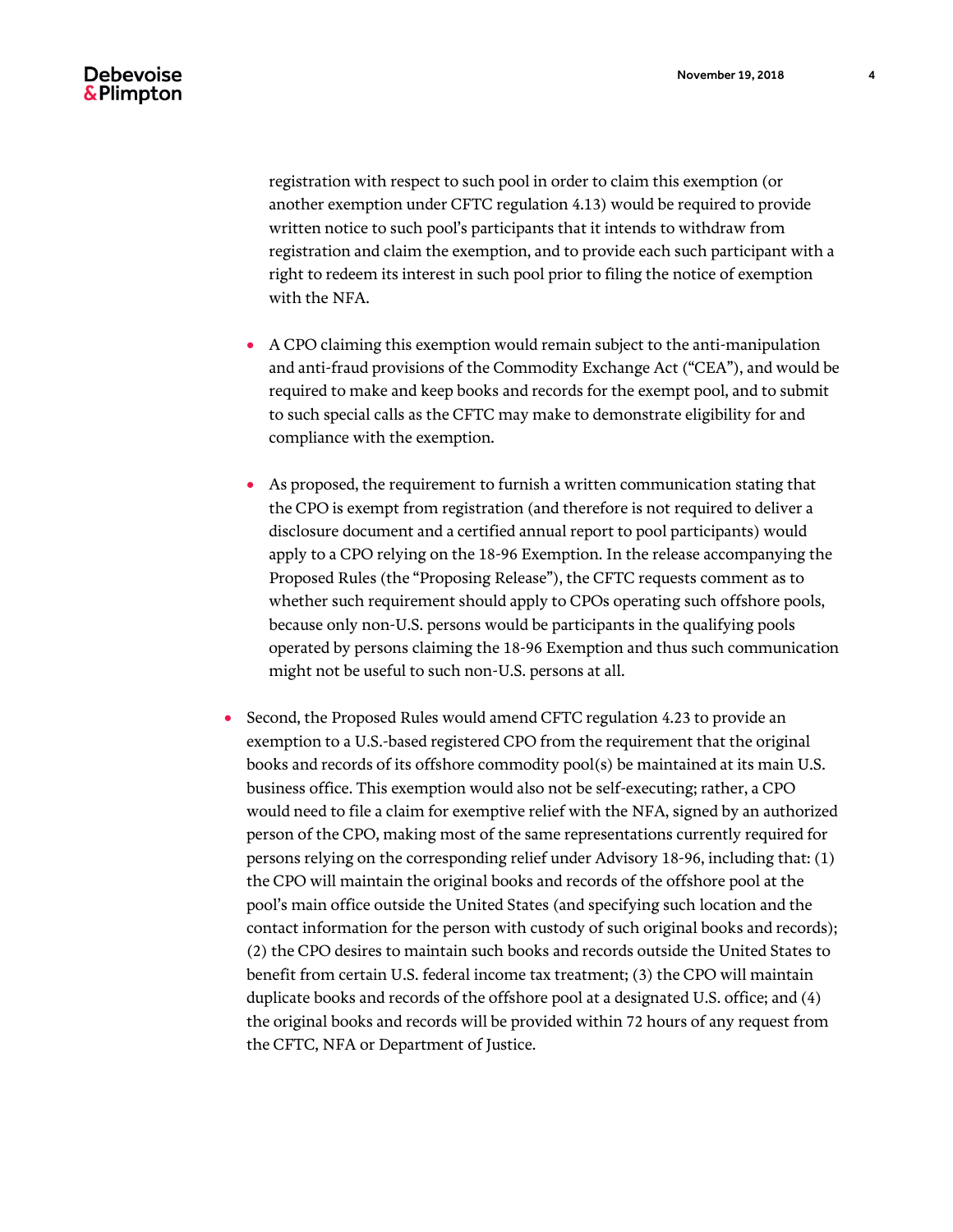registration with respect to such pool in order to claim this exemption (or another exemption under CFTC regulation 4.13) would be required to provide written notice to such pool's participants that it intends to withdraw from registration and claim the exemption, and to provide each such participant with a right to redeem its interest in such pool prior to filing the notice of exemption with the NFA.

  - A CPO claiming this exemption would remain subject to the anti-manipulation and anti-fraud provisions of the Commodity Exchange Act ("CEA"), and would be required to make and keep books and records for the exempt pool, and to submit to such special calls as the CFTC may make to demonstrate eligibility for and compliance with the exemption.

  - As proposed, the requirement to furnish a written communication stating that the CPO is exempt from registration (and therefore is not required to deliver a disclosure document and a certified annual report to pool participants) would apply to a CPO relying on the 18-96 Exemption. In the release accompanying the Proposed Rules (the "Proposing Release"), the CFTC requests comment as to whether such requirement should apply to CPOs operating such offshore pools, because only non-U.S. persons would be participants in the qualifying pools operated by persons claiming the 18-96 Exemption and thus such communication might not be useful to such non-U.S. persons at all.

- Second, the Proposed Rules would amend CFTC regulation 4.23 to provide an exemption to a U.S.-based registered CPO from the requirement that the original books and records of its offshore commodity pool(s) be maintained at its main U.S. business office. This exemption would also not be self-executing; rather, a CPO would need to file a claim for exemptive relief with the NFA, signed by an authorized person of the CPO, making most of the same representations currently required for persons relying on the corresponding relief under Advisory 18-96, including that: (1) the CPO will maintain the original books and records of the offshore pool at the pool's main office outside the United States (and specifying such location and the contact information for the person with custody of such original books and records); (2) the CPO desires to maintain such books and records outside the United States to benefit from certain U.S. federal income tax treatment; (3) the CPO will maintain duplicate books and records of the offshore pool at a designated U.S. office; and (4) the original books and records will be provided within 72 hours of any request from the CFTC, NFA or Department of Justice.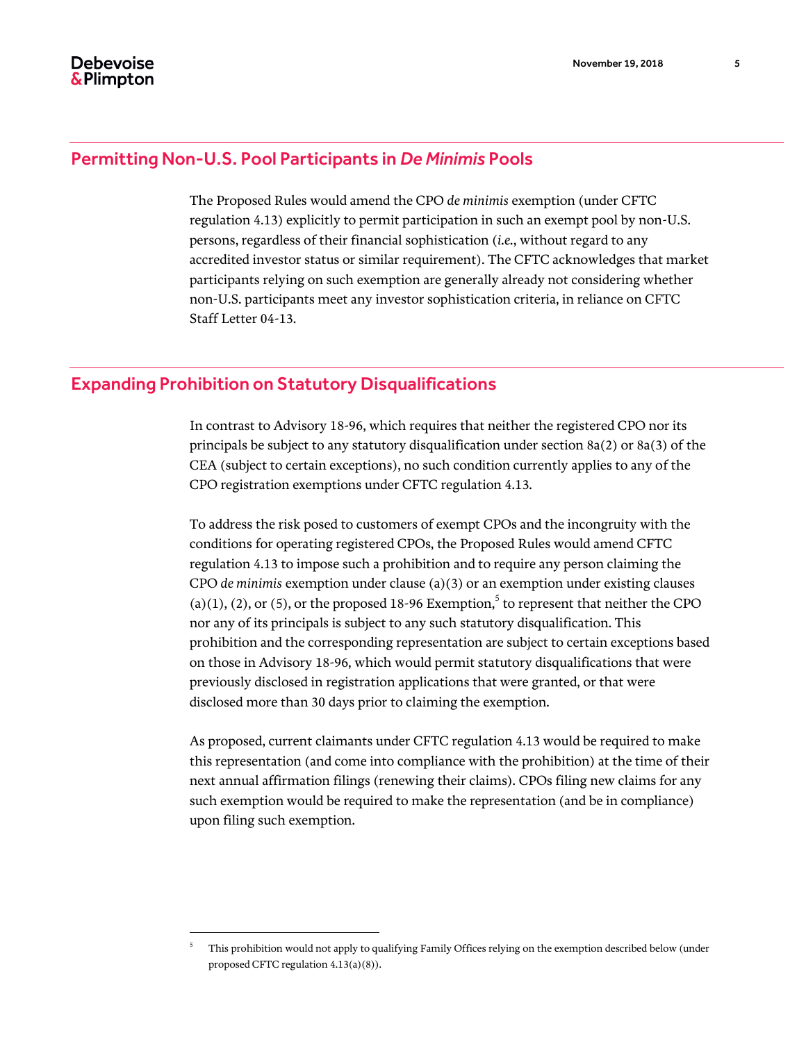## Permitting Non-U.S. Pool Participants in *De Minimis* Pools

The Proposed Rules would amend the CPO *de minimis* exemption (under CFTC regulation 4.13) explicitly to permit participation in such an exempt pool by non-U.S. persons, regardless of their financial sophistication (*i.e.*, without regard to any accredited investor status or similar requirement). The CFTC acknowledges that market participants relying on such exemption are generally already not considering whether non-U.S. participants meet any investor sophistication criteria, in reliance on CFTC Staff Letter 04-13.

## Expanding Prohibition on Statutory Disqualifications

In contrast to Advisory 18-96, which requires that neither the registered CPO nor its principals be subject to any statutory disqualification under section 8a(2) or 8a(3) of the CEA (subject to certain exceptions), no such condition currently applies to any of the CPO registration exemptions under CFTC regulation 4.13.

To address the risk posed to customers of exempt CPOs and the incongruity with the conditions for operating registered CPOs, the Proposed Rules would amend CFTC regulation 4.13 to impose such a prohibition and to require any person claiming the CPO *de minimis* exemption under clause (a)(3) or an exemption under existing clauses (a)(1), (2), or (5), or the proposed 18-96 Exemption,[5] to represent that neither the CPO nor any of its principals is subject to any such statutory disqualification. This prohibition and the corresponding representation are subject to certain exceptions based on those in Advisory 18-96, which would permit statutory disqualifications that were previously disclosed in registration applications that were granted, or that were disclosed more than 30 days prior to claiming the exemption.

As proposed, current claimants under CFTC regulation 4.13 would be required to make this representation (and come into compliance with the prohibition) at the time of their next annual affirmation filings (renewing their claims). CPOs filing new claims for any such exemption would be required to make the representation (and be in compliance) upon filing such exemption.

---

[5] This prohibition would not apply to qualifying Family Offices relying on the exemption described below (under proposed CFTC regulation 4.13(a)(8)).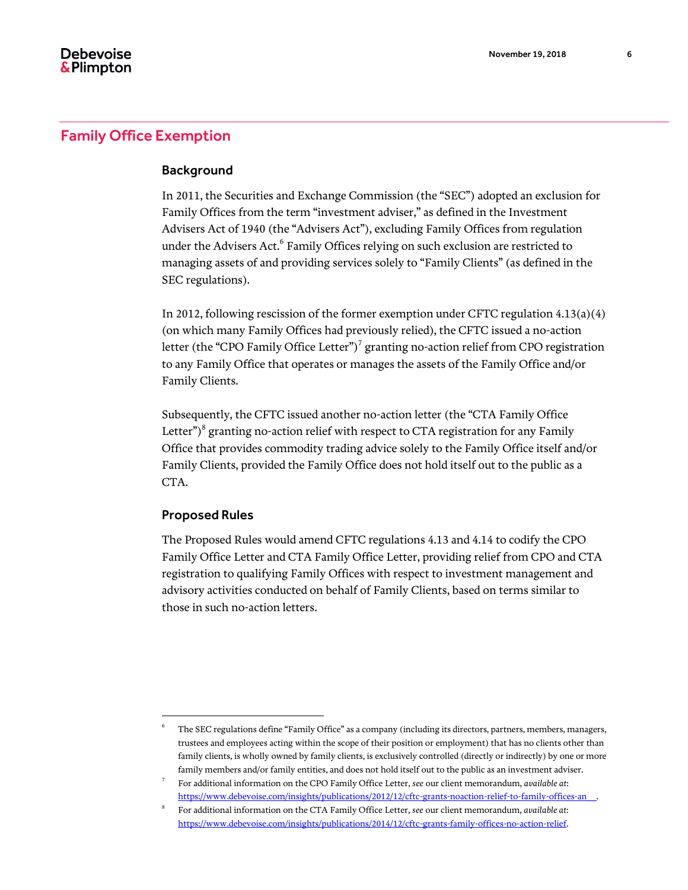## Family Office Exemption

### Background

In 2011, the Securities and Exchange Commission (the "SEC") adopted an exclusion for Family Offices from the term "investment adviser," as defined in the Investment Advisers Act of 1940 (the "Advisers Act"), excluding Family Offices from regulation under the Advisers Act.[6] Family Offices relying on such exclusion are restricted to managing assets of and providing services solely to "Family Clients" (as defined in the SEC regulations).

In 2012, following rescission of the former exemption under CFTC regulation 4.13(a)(4) (on which many Family Offices had previously relied), the CFTC issued a no-action letter (the "CPO Family Office Letter")[7] granting no-action relief from CPO registration to any Family Office that operates or manages the assets of the Family Office and/or Family Clients.

Subsequently, the CFTC issued another no-action letter (the "CTA Family Office Letter")[8] granting no-action relief with respect to CTA registration for any Family Office that provides commodity trading advice solely to the Family Office itself and/or Family Clients, provided the Family Office does not hold itself out to the public as a CTA.

### Proposed Rules

The Proposed Rules would amend CFTC regulations 4.13 and 4.14 to codify the CPO Family Office Letter and CTA Family Office Letter, providing relief from CPO and CTA registration to qualifying Family Offices with respect to investment management and advisory activities conducted on behalf of Family Clients, based on terms similar to those in such no-action letters.

---

[6] The SEC regulations define "Family Office" as a company (including its directors, partners, members, managers, trustees and employees acting within the scope of their position or employment) that has no clients other than family clients, is wholly owned by family clients, is exclusively controlled (directly or indirectly) by one or more family members and/or family entities, and does not hold itself out to the public as an investment adviser.

[7] For additional information on the CPO Family Office Letter, *see* our client memorandum, *available at*: https://www.debevoise.com/insights/publications/2012/12/cftc-grants-noaction-relief-to-family-offices-an__.

[8] For additional information on the CTA Family Office Letter, *see* our client memorandum, *available at*: https://www.debevoise.com/insights/publications/2014/12/cftc-grants-family-offices-no-action-relief.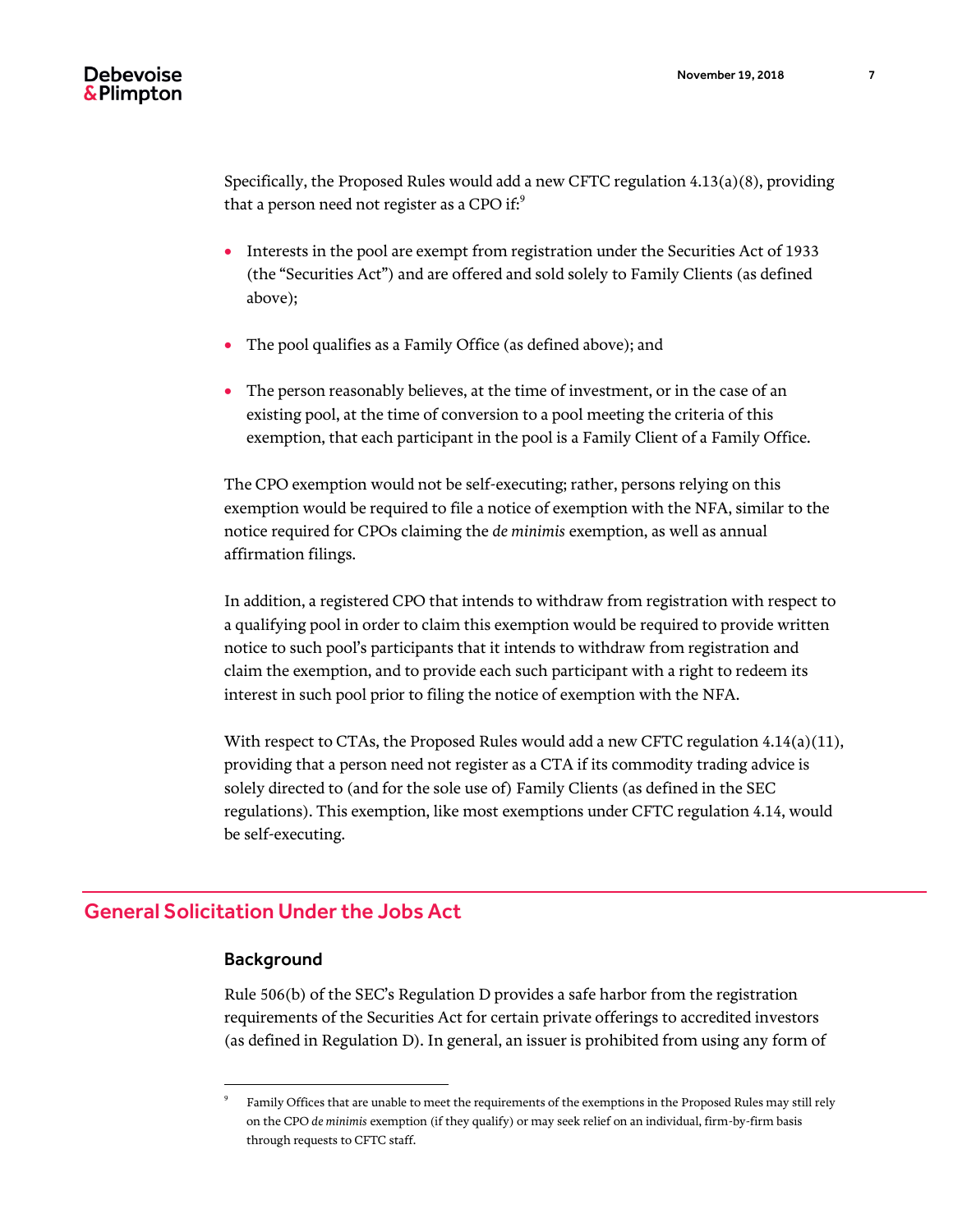Specifically, the Proposed Rules would add a new CFTC regulation 4.13(a)(8), providing that a person need not register as a CPO if:[9]

- Interests in the pool are exempt from registration under the Securities Act of 1933 (the "Securities Act") and are offered and sold solely to Family Clients (as defined above);
- The pool qualifies as a Family Office (as defined above); and
- The person reasonably believes, at the time of investment, or in the case of an existing pool, at the time of conversion to a pool meeting the criteria of this exemption, that each participant in the pool is a Family Client of a Family Office.

The CPO exemption would not be self-executing; rather, persons relying on this exemption would be required to file a notice of exemption with the NFA, similar to the notice required for CPOs claiming the *de minimis* exemption, as well as annual affirmation filings.

In addition, a registered CPO that intends to withdraw from registration with respect to a qualifying pool in order to claim this exemption would be required to provide written notice to such pool's participants that it intends to withdraw from registration and claim the exemption, and to provide each such participant with a right to redeem its interest in such pool prior to filing the notice of exemption with the NFA.

With respect to CTAs, the Proposed Rules would add a new CFTC regulation 4.14(a)(11), providing that a person need not register as a CTA if its commodity trading advice is solely directed to (and for the sole use of) Family Clients (as defined in the SEC regulations). This exemption, like most exemptions under CFTC regulation 4.14, would be self-executing.

## General Solicitation Under the Jobs Act

### Background

Rule 506(b) of the SEC's Regulation D provides a safe harbor from the registration requirements of the Securities Act for certain private offerings to accredited investors (as defined in Regulation D). In general, an issuer is prohibited from using any form of

[9] Family Offices that are unable to meet the requirements of the exemptions in the Proposed Rules may still rely on the CPO *de minimis* exemption (if they qualify) or may seek relief on an individual, firm-by-firm basis through requests to CFTC staff.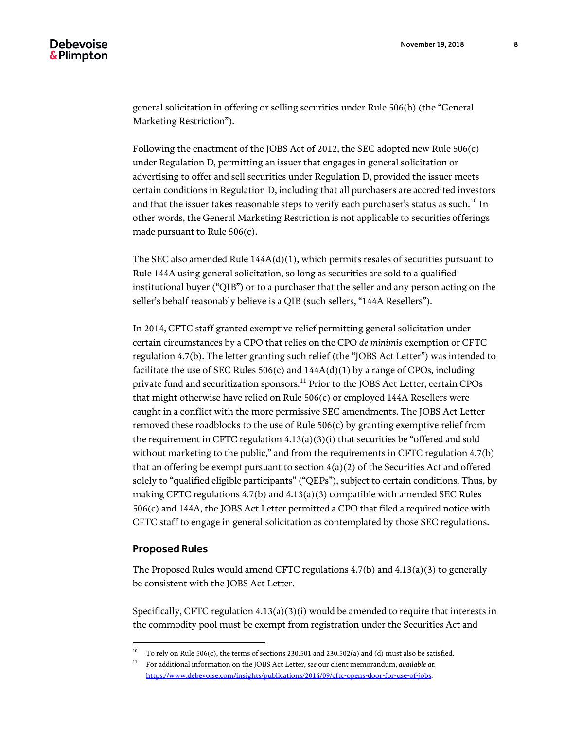general solicitation in offering or selling securities under Rule 506(b) (the "General Marketing Restriction").

Following the enactment of the JOBS Act of 2012, the SEC adopted new Rule 506(c) under Regulation D, permitting an issuer that engages in general solicitation or advertising to offer and sell securities under Regulation D, provided the issuer meets certain conditions in Regulation D, including that all purchasers are accredited investors and that the issuer takes reasonable steps to verify each purchaser's status as such.[10] In other words, the General Marketing Restriction is not applicable to securities offerings made pursuant to Rule 506(c).

The SEC also amended Rule 144A(d)(1), which permits resales of securities pursuant to Rule 144A using general solicitation, so long as securities are sold to a qualified institutional buyer ("QIB") or to a purchaser that the seller and any person acting on the seller's behalf reasonably believe is a QIB (such sellers, "144A Resellers").

In 2014, CFTC staff granted exemptive relief permitting general solicitation under certain circumstances by a CPO that relies on the CPO *de minimis* exemption or CFTC regulation 4.7(b). The letter granting such relief (the "JOBS Act Letter") was intended to facilitate the use of SEC Rules 506(c) and 144A(d)(1) by a range of CPOs, including private fund and securitization sponsors.[11] Prior to the JOBS Act Letter, certain CPOs that might otherwise have relied on Rule 506(c) or employed 144A Resellers were caught in a conflict with the more permissive SEC amendments. The JOBS Act Letter removed these roadblocks to the use of Rule 506(c) by granting exemptive relief from the requirement in CFTC regulation 4.13(a)(3)(i) that securities be "offered and sold without marketing to the public," and from the requirements in CFTC regulation 4.7(b) that an offering be exempt pursuant to section 4(a)(2) of the Securities Act and offered solely to "qualified eligible participants" ("QEPs"), subject to certain conditions. Thus, by making CFTC regulations 4.7(b) and 4.13(a)(3) compatible with amended SEC Rules 506(c) and 144A, the JOBS Act Letter permitted a CPO that filed a required notice with CFTC staff to engage in general solicitation as contemplated by those SEC regulations.

## Proposed Rules

The Proposed Rules would amend CFTC regulations 4.7(b) and 4.13(a)(3) to generally be consistent with the JOBS Act Letter.

Specifically, CFTC regulation 4.13(a)(3)(i) would be amended to require that interests in the commodity pool must be exempt from registration under the Securities Act and

---

[10] To rely on Rule 506(c), the terms of sections 230.501 and 230.502(a) and (d) must also be satisfied.

[11] For additional information on the JOBS Act Letter, *see* our client memorandum, *available at*: https://www.debevoise.com/insights/publications/2014/09/cftc-opens-door-for-use-of-jobs.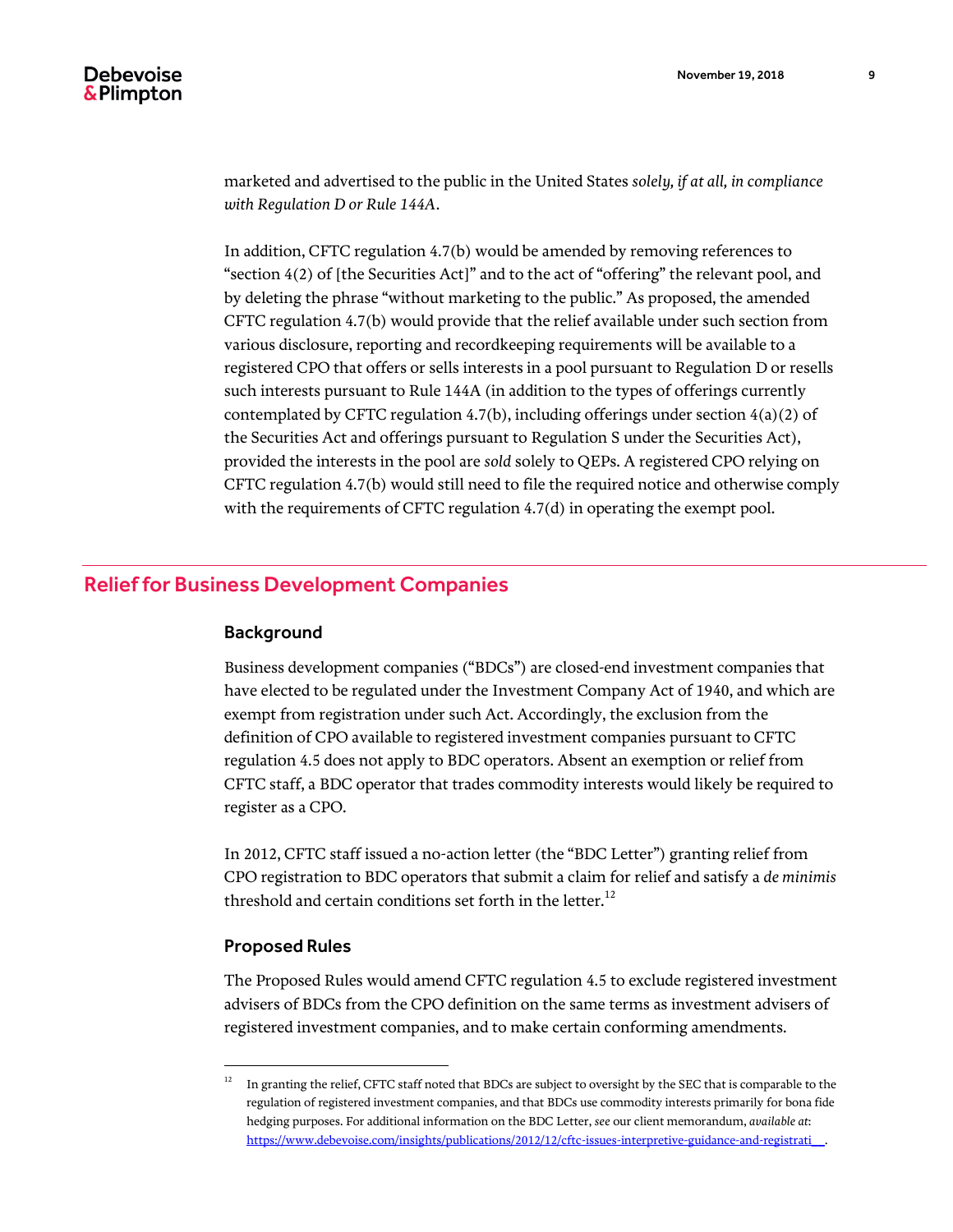marketed and advertised to the public in the United States *solely, if at all, in compliance with Regulation D or Rule 144A*.

In addition, CFTC regulation 4.7(b) would be amended by removing references to "section 4(2) of [the Securities Act]" and to the act of "offering" the relevant pool, and by deleting the phrase "without marketing to the public." As proposed, the amended CFTC regulation 4.7(b) would provide that the relief available under such section from various disclosure, reporting and recordkeeping requirements will be available to a registered CPO that offers or sells interests in a pool pursuant to Regulation D or resells such interests pursuant to Rule 144A (in addition to the types of offerings currently contemplated by CFTC regulation 4.7(b), including offerings under section 4(a)(2) of the Securities Act and offerings pursuant to Regulation S under the Securities Act), provided the interests in the pool are *sold* solely to QEPs. A registered CPO relying on CFTC regulation 4.7(b) would still need to file the required notice and otherwise comply with the requirements of CFTC regulation 4.7(d) in operating the exempt pool.

## Relief for Business Development Companies

### Background

Business development companies ("BDCs") are closed-end investment companies that have elected to be regulated under the Investment Company Act of 1940, and which are exempt from registration under such Act. Accordingly, the exclusion from the definition of CPO available to registered investment companies pursuant to CFTC regulation 4.5 does not apply to BDC operators. Absent an exemption or relief from CFTC staff, a BDC operator that trades commodity interests would likely be required to register as a CPO.

In 2012, CFTC staff issued a no-action letter (the "BDC Letter") granting relief from CPO registration to BDC operators that submit a claim for relief and satisfy a *de minimis* threshold and certain conditions set forth in the letter.[12]

### Proposed Rules

The Proposed Rules would amend CFTC regulation 4.5 to exclude registered investment advisers of BDCs from the CPO definition on the same terms as investment advisers of registered investment companies, and to make certain conforming amendments.

---

[12] In granting the relief, CFTC staff noted that BDCs are subject to oversight by the SEC that is comparable to the regulation of registered investment companies, and that BDCs use commodity interests primarily for bona fide hedging purposes. For additional information on the BDC Letter, *see* our client memorandum, *available at*: https://www.debevoise.com/insights/publications/2012/12/cftc-issues-interpretive-guidance-and-registrati__.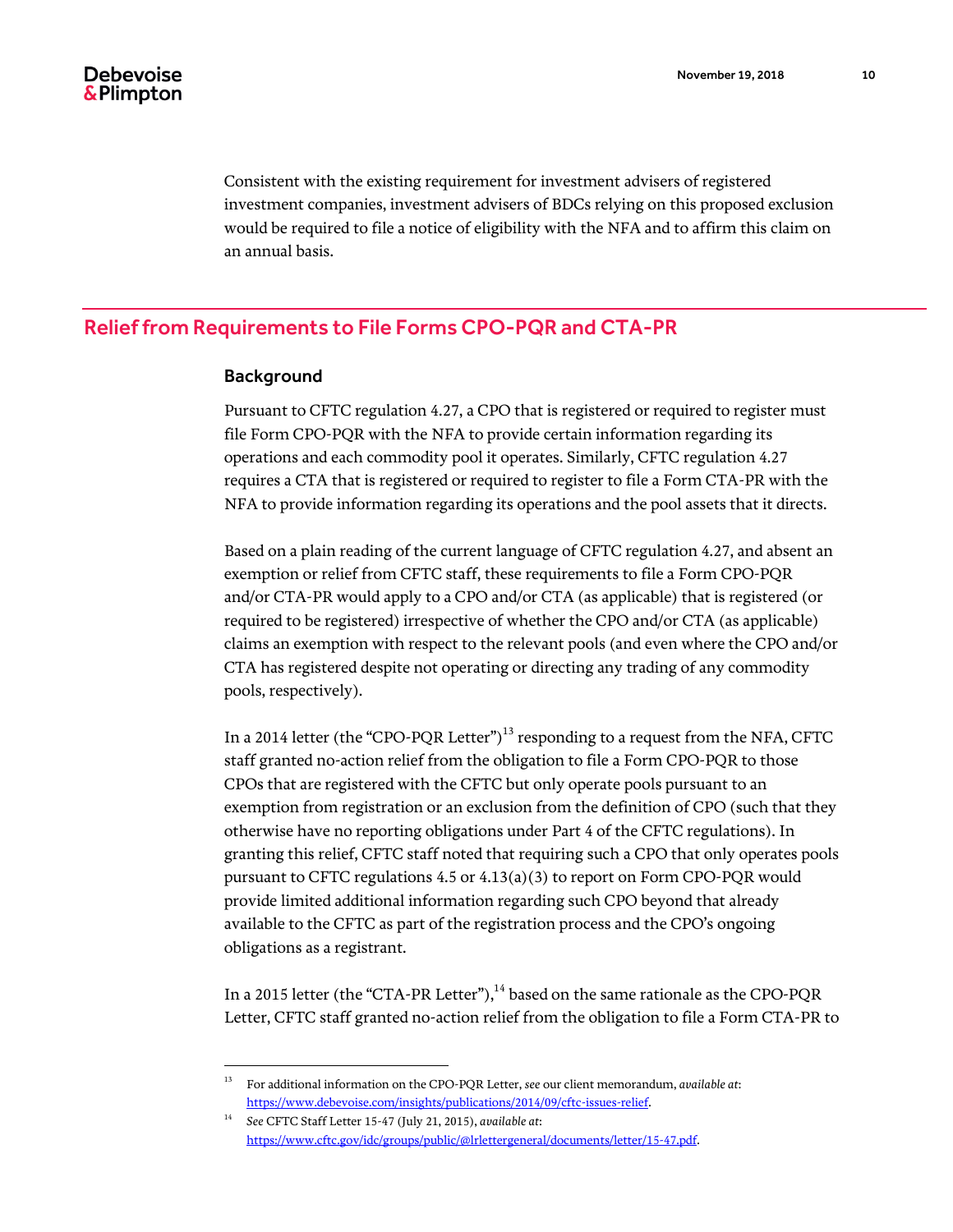Consistent with the existing requirement for investment advisers of registered investment companies, investment advisers of BDCs relying on this proposed exclusion would be required to file a notice of eligibility with the NFA and to affirm this claim on an annual basis.

## Relief from Requirements to File Forms CPO-PQR and CTA-PR

### Background

Pursuant to CFTC regulation 4.27, a CPO that is registered or required to register must file Form CPO-PQR with the NFA to provide certain information regarding its operations and each commodity pool it operates. Similarly, CFTC regulation 4.27 requires a CTA that is registered or required to register to file a Form CTA-PR with the NFA to provide information regarding its operations and the pool assets that it directs.

Based on a plain reading of the current language of CFTC regulation 4.27, and absent an exemption or relief from CFTC staff, these requirements to file a Form CPO-PQR and/or CTA-PR would apply to a CPO and/or CTA (as applicable) that is registered (or required to be registered) irrespective of whether the CPO and/or CTA (as applicable) claims an exemption with respect to the relevant pools (and even where the CPO and/or CTA has registered despite not operating or directing any trading of any commodity pools, respectively).

In a 2014 letter (the "CPO-PQR Letter")[13] responding to a request from the NFA, CFTC staff granted no-action relief from the obligation to file a Form CPO-PQR to those CPOs that are registered with the CFTC but only operate pools pursuant to an exemption from registration or an exclusion from the definition of CPO (such that they otherwise have no reporting obligations under Part 4 of the CFTC regulations). In granting this relief, CFTC staff noted that requiring such a CPO that only operates pools pursuant to CFTC regulations 4.5 or 4.13(a)(3) to report on Form CPO-PQR would provide limited additional information regarding such CPO beyond that already available to the CFTC as part of the registration process and the CPO's ongoing obligations as a registrant.

In a 2015 letter (the "CTA-PR Letter"),[14] based on the same rationale as the CPO-PQR Letter, CFTC staff granted no-action relief from the obligation to file a Form CTA-PR to

---

[13] For additional information on the CPO-PQR Letter, *see* our client memorandum, *available at*: https://www.debevoise.com/insights/publications/2014/09/cftc-issues-relief.

[14] *See* CFTC Staff Letter 15-47 (July 21, 2015), *available at*: https://www.cftc.gov/idc/groups/public/@lrlettergeneral/documents/letter/15-47.pdf.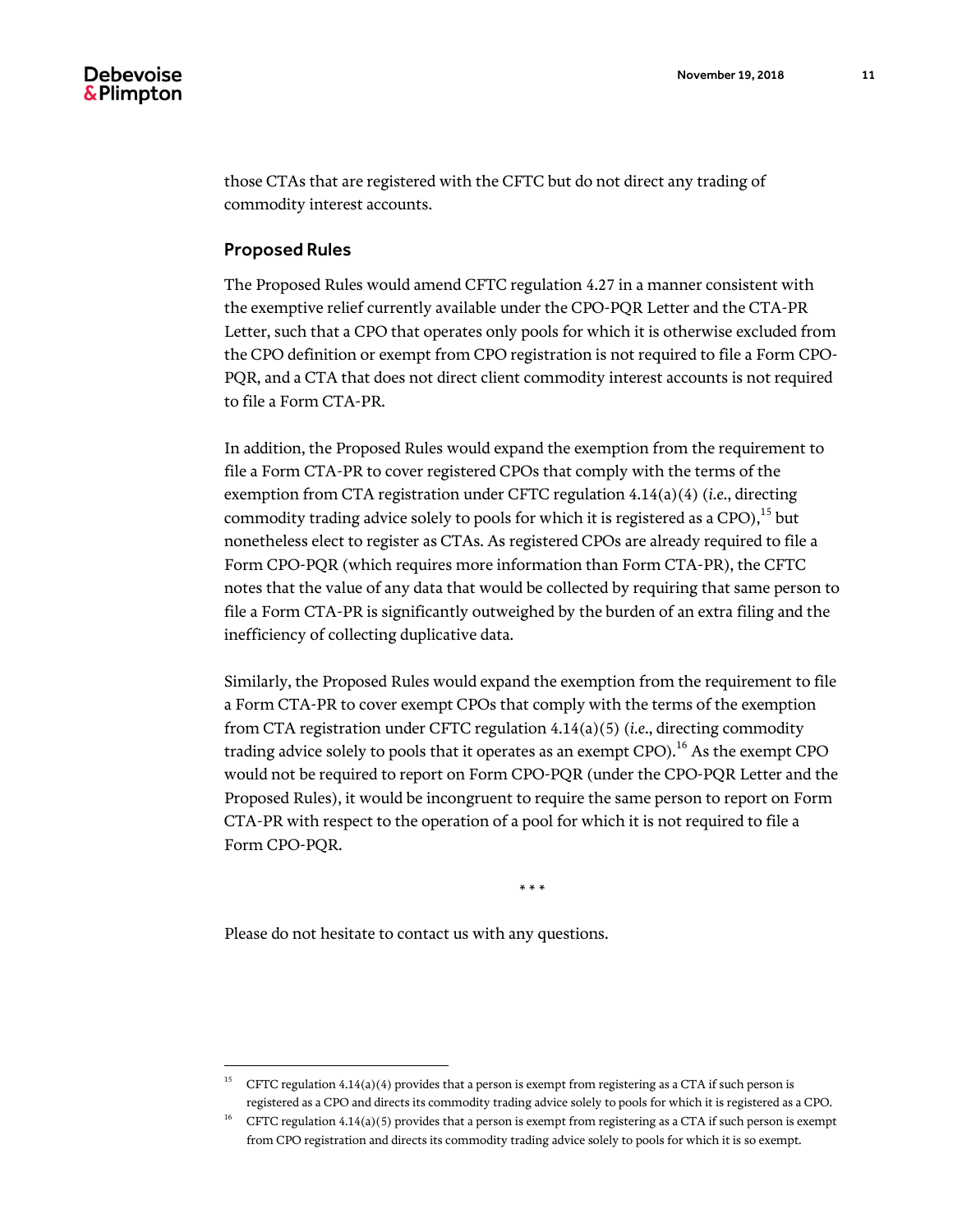those CTAs that are registered with the CFTC but do not direct any trading of commodity interest accounts.

### Proposed Rules

The Proposed Rules would amend CFTC regulation 4.27 in a manner consistent with the exemptive relief currently available under the CPO-PQR Letter and the CTA-PR Letter, such that a CPO that operates only pools for which it is otherwise excluded from the CPO definition or exempt from CPO registration is not required to file a Form CPO-PQR, and a CTA that does not direct client commodity interest accounts is not required to file a Form CTA-PR.

In addition, the Proposed Rules would expand the exemption from the requirement to file a Form CTA-PR to cover registered CPOs that comply with the terms of the exemption from CTA registration under CFTC regulation 4.14(a)(4) (*i.e.*, directing commodity trading advice solely to pools for which it is registered as a CPO),[15] but nonetheless elect to register as CTAs. As registered CPOs are already required to file a Form CPO-PQR (which requires more information than Form CTA-PR), the CFTC notes that the value of any data that would be collected by requiring that same person to file a Form CTA-PR is significantly outweighed by the burden of an extra filing and the inefficiency of collecting duplicative data.

Similarly, the Proposed Rules would expand the exemption from the requirement to file a Form CTA-PR to cover exempt CPOs that comply with the terms of the exemption from CTA registration under CFTC regulation 4.14(a)(5) (*i.e.*, directing commodity trading advice solely to pools that it operates as an exempt CPO).[16] As the exempt CPO would not be required to report on Form CPO-PQR (under the CPO-PQR Letter and the Proposed Rules), it would be incongruent to require the same person to report on Form CTA-PR with respect to the operation of a pool for which it is not required to file a Form CPO-PQR.

\* \* \*

Please do not hesitate to contact us with any questions.

---

[15] CFTC regulation 4.14(a)(4) provides that a person is exempt from registering as a CTA if such person is registered as a CPO and directs its commodity trading advice solely to pools for which it is registered as a CPO.

[16] CFTC regulation 4.14(a)(5) provides that a person is exempt from registering as a CTA if such person is exempt from CPO registration and directs its commodity trading advice solely to pools for which it is so exempt.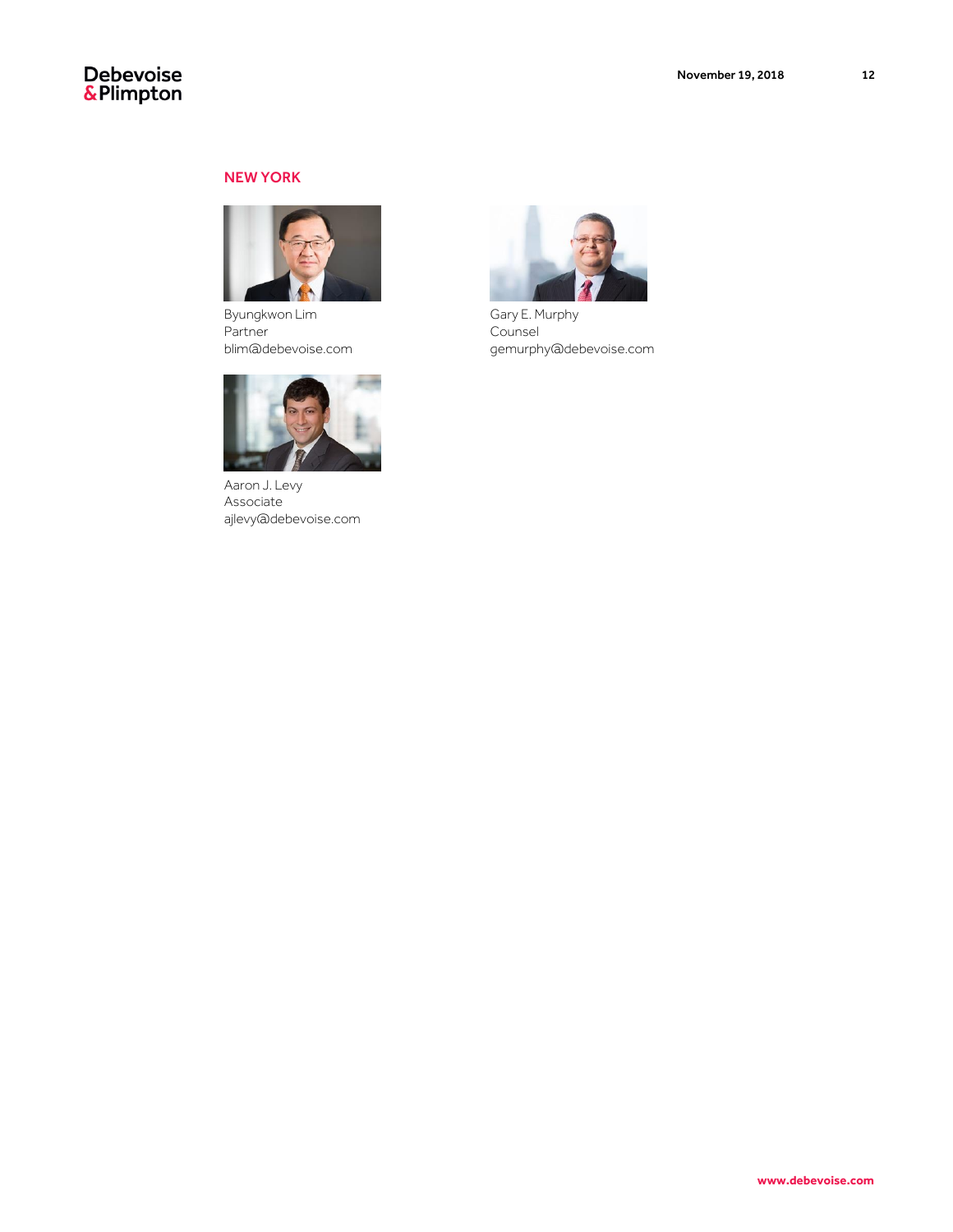## NEW YORK

Byungkwon Lim
Partner
blim@debevoise.com

Gary E. Murphy
Counsel
gemurphy@debevoise.com

Aaron J. Levy
Associate
ajlevy@debevoise.com